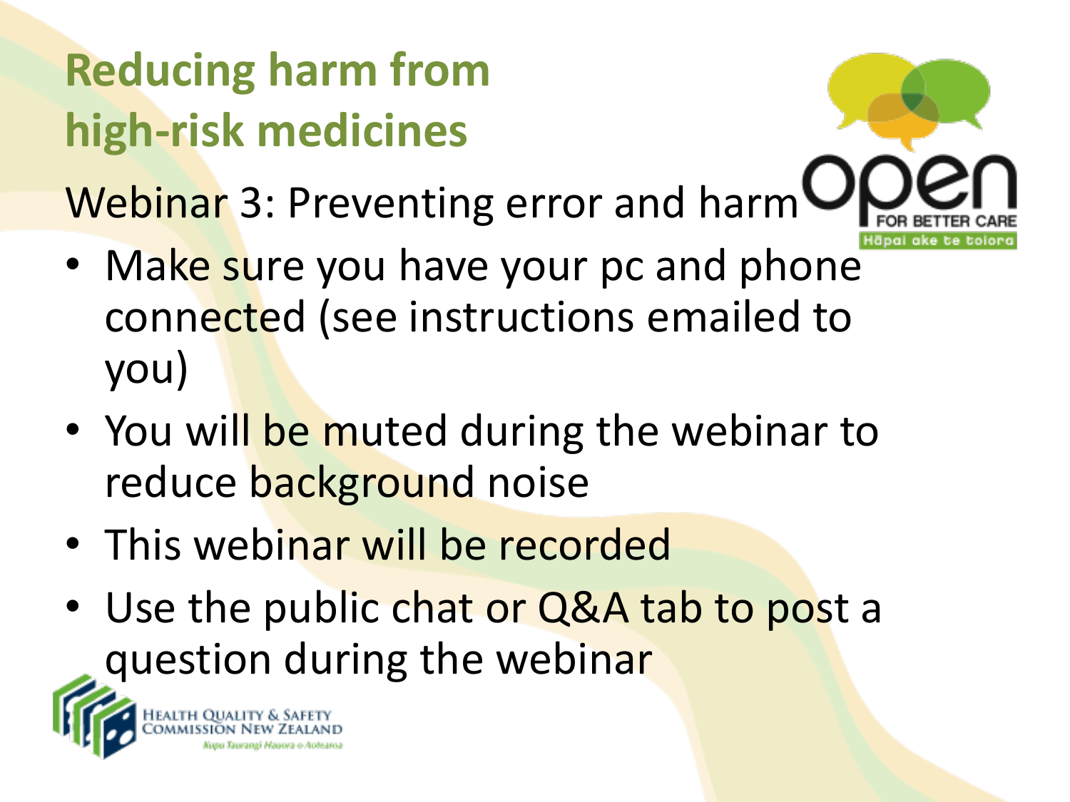# Reducing harm from high-risk medicines

## Webinar 3: Preventing error and harm

- Make sure you have your pc and phone connected (see instructions emailed to you)
- You will be muted during the webinar to reduce background noise
- This webinar will be recorded
- Use the public chat or Q&A tab to post a question during the webinar

open FOR BETTER CARE
Hāpai ake te tiaiora

Health Quality & Safety Commission New Zealand
Kupu Taurangi Hauora o Aotearoa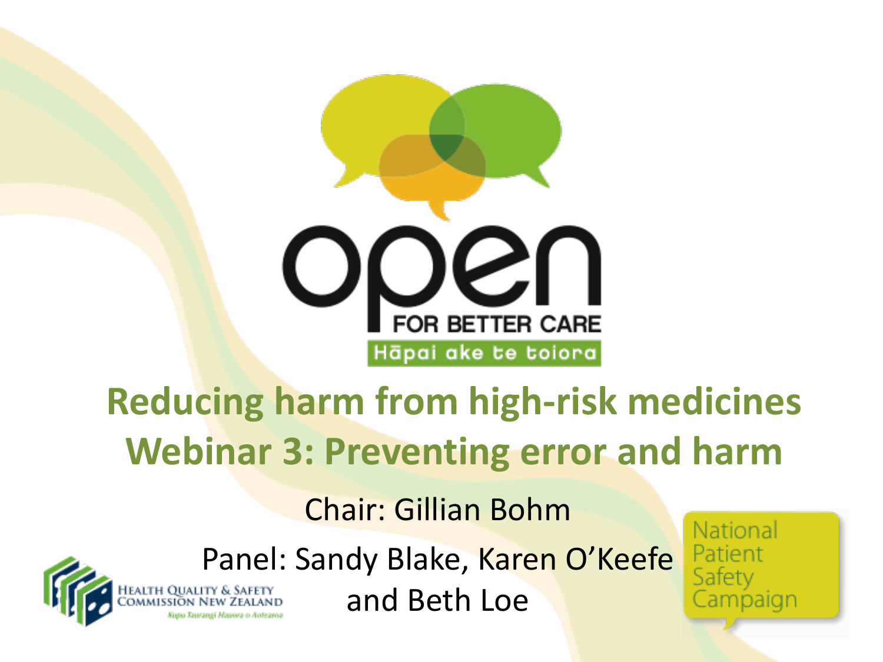open

FOR BETTER CARE

Hāpai ake te toiora

# Reducing harm from high-risk medicines
# Webinar 3: Preventing error and harm

Chair: Gillian Bohm

Panel: Sandy Blake, Karen O'Keefe and Beth Loe

Health Quality & Safety Commission New Zealand

Kupu Taurangi Hauora o Aotearoa

National Patient Safety Campaign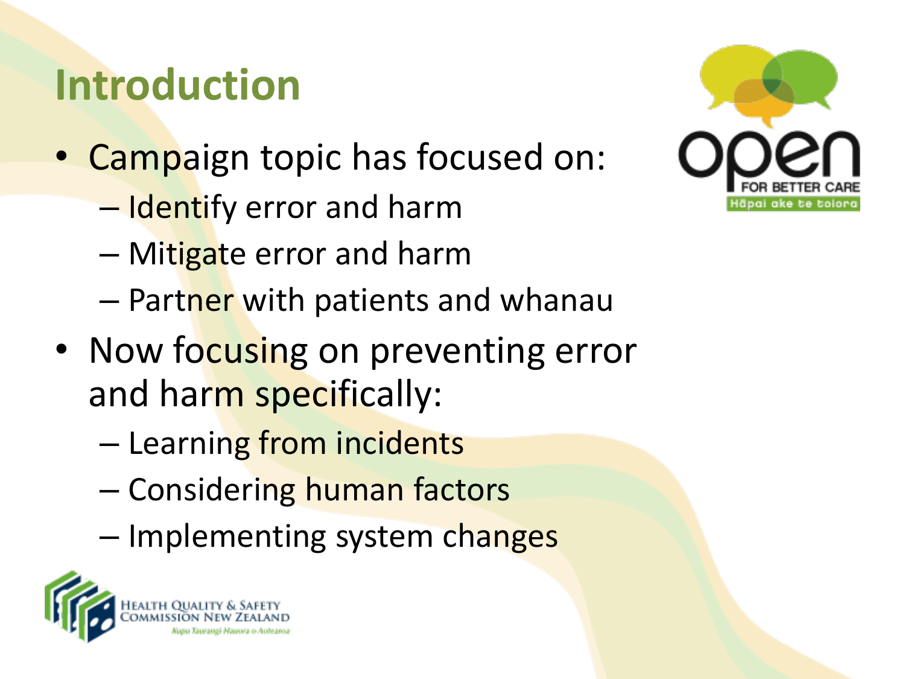# Introduction

- Campaign topic has focused on:
  - Identify error and harm
  - Mitigate error and harm
  - Partner with patients and whanau
- Now focusing on preventing error and harm specifically:
  - Learning from incidents
  - Considering human factors
  - Implementing system changes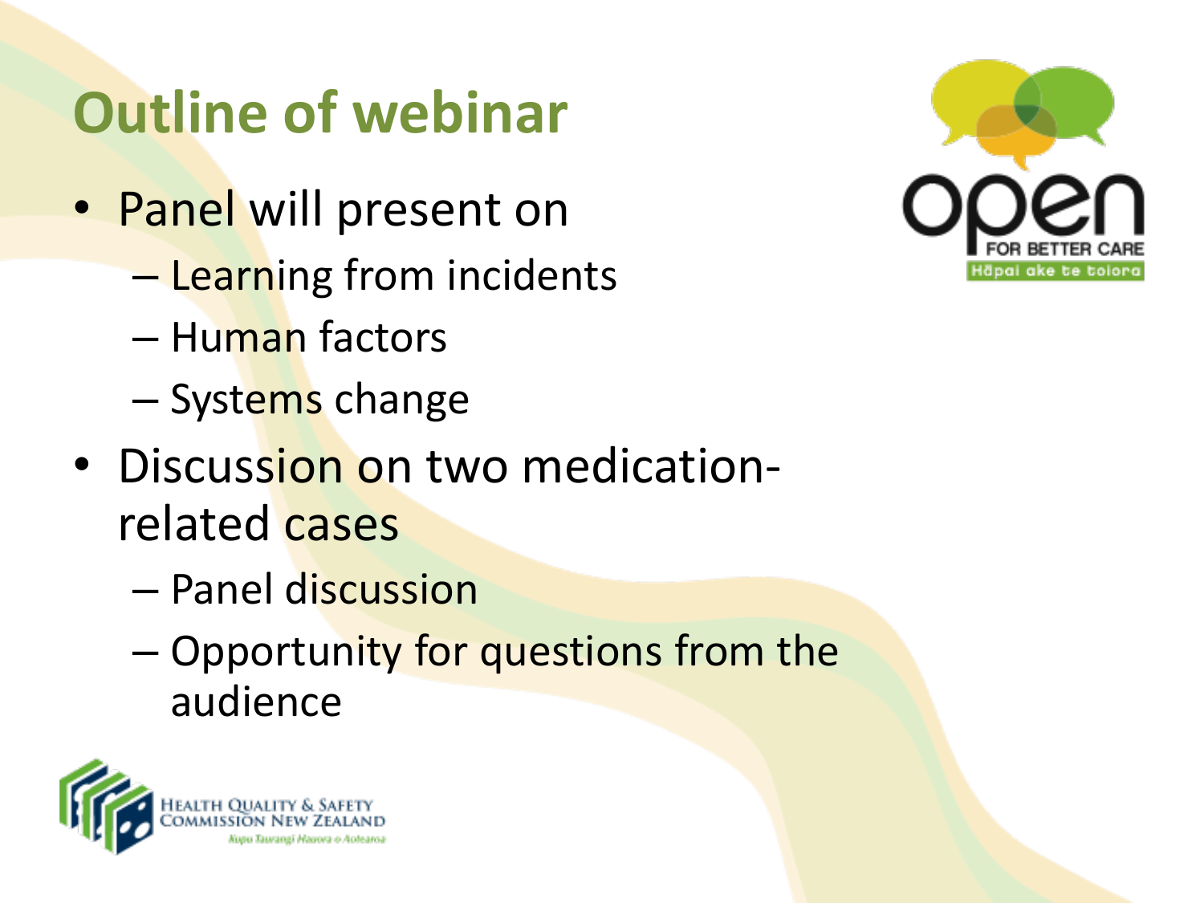# Outline of webinar

- Panel will present on
  - Learning from incidents
  - Human factors
  - Systems change
- Discussion on two medication-related cases
  - Panel discussion
  - Opportunity for questions from the audience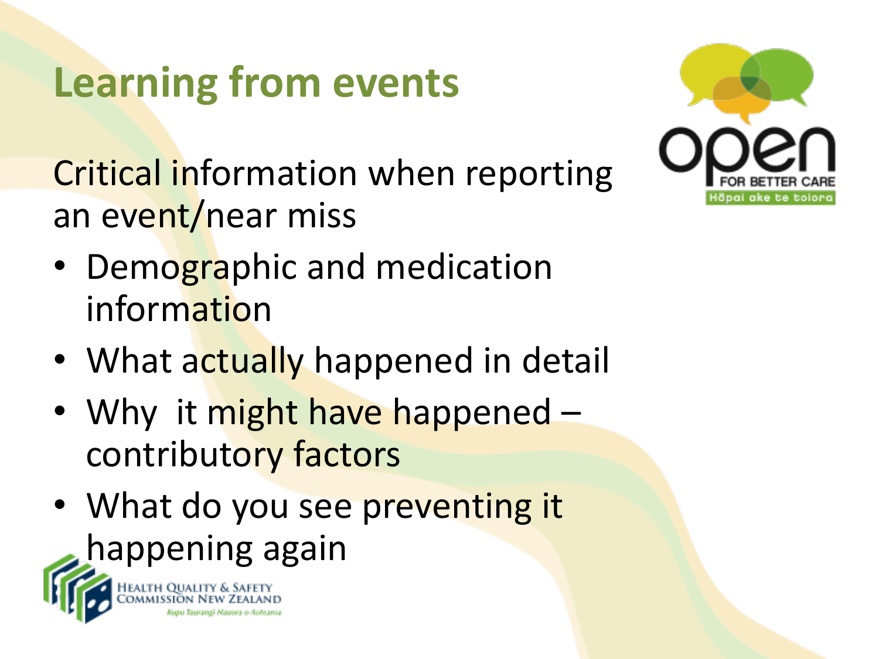# Learning from events

Critical information when reporting an event/near miss

- Demographic and medication information
- What actually happened in detail
- Why it might have happened – contributory factors
- What do you see preventing it happening again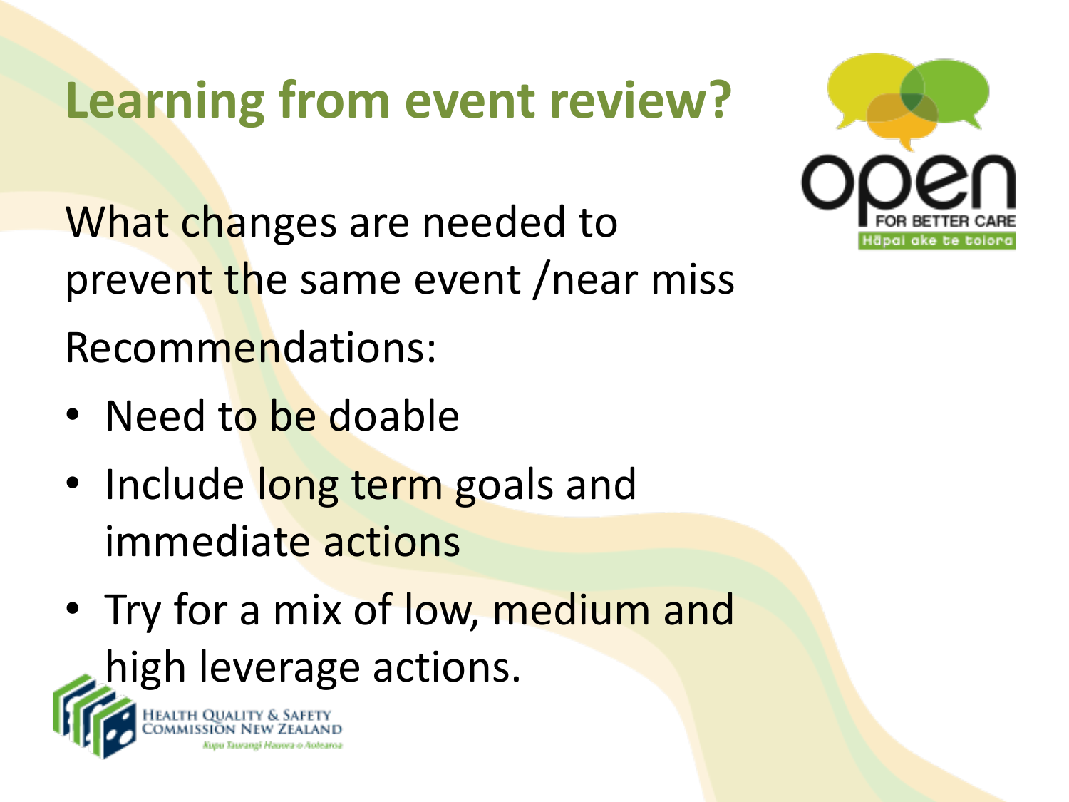# Learning from event review?

What changes are needed to prevent the same event /near miss

Recommendations:

- Need to be doable
- Include long term goals and immediate actions
- Try for a mix of low, medium and high leverage actions.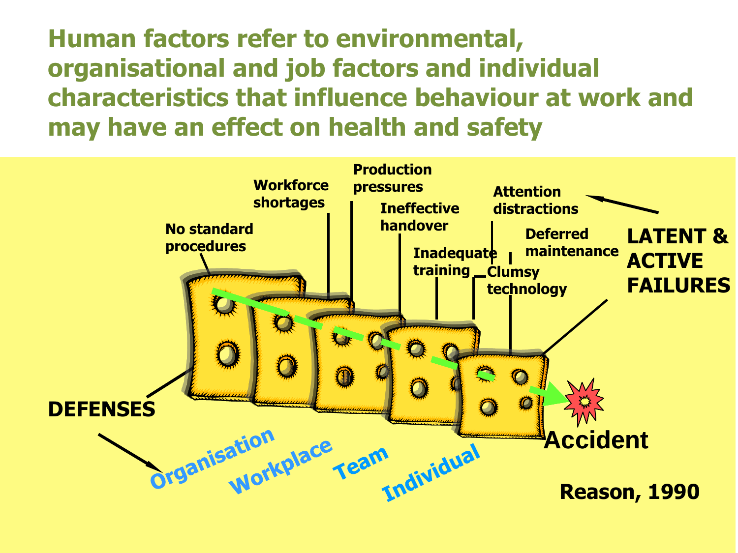# Human factors refer to environmental, organisational and job factors and individual characteristics that influence behaviour at work and may have an effect on health and safety

No standard procedures

Workforce shortages

Production pressures

Ineffective handover

Inadequate training

Attention distractions

Clumsy technology

Deferred maintenance

LATENT & ACTIVE FAILURES

DEFENSES

Organisation

Workplace

Team

Individual

Accident

Reason, 1990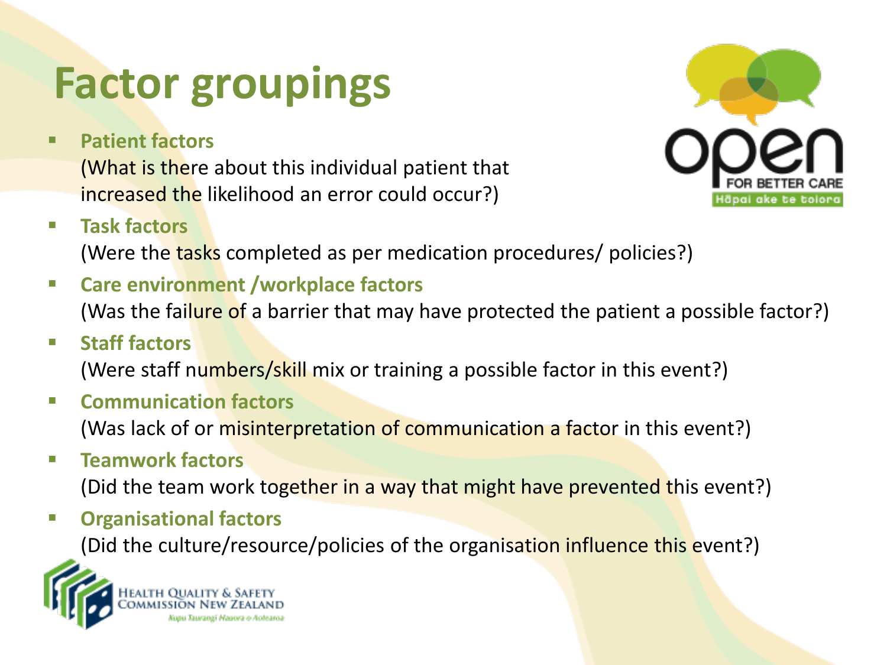# Factor groupings

- **Patient factors**
  (What is there about this individual patient that increased the likelihood an error could occur?)
- **Task factors**
  (Were the tasks completed as per medication procedures/ policies?)
- **Care environment /workplace factors**
  (Was the failure of a barrier that may have protected the patient a possible factor?)
- **Staff factors**
  (Were staff numbers/skill mix or training a possible factor in this event?)
- **Communication factors**
  (Was lack of or misinterpretation of communication a factor in this event?)
- **Teamwork factors**
  (Did the team work together in a way that might have prevented this event?)
- **Organisational factors**
  (Did the culture/resource/policies of the organisation influence this event?)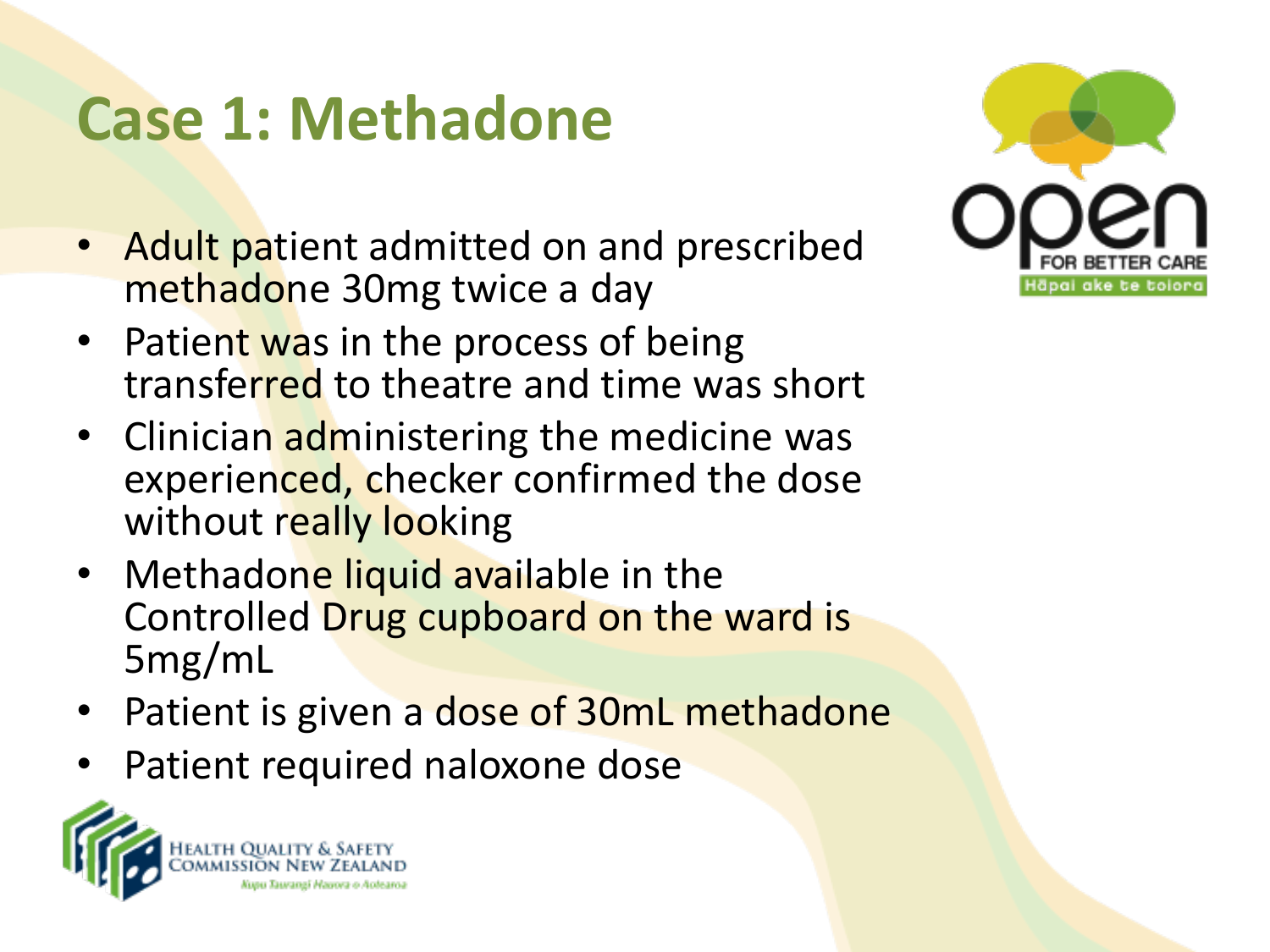# Case 1: Methadone

- Adult patient admitted on and prescribed methadone 30mg twice a day
- Patient was in the process of being transferred to theatre and time was short
- Clinician administering the medicine was experienced, checker confirmed the dose without really looking
- Methadone liquid available in the Controlled Drug cupboard on the ward is 5mg/mL
- Patient is given a dose of 30mL methadone
- Patient required naloxone dose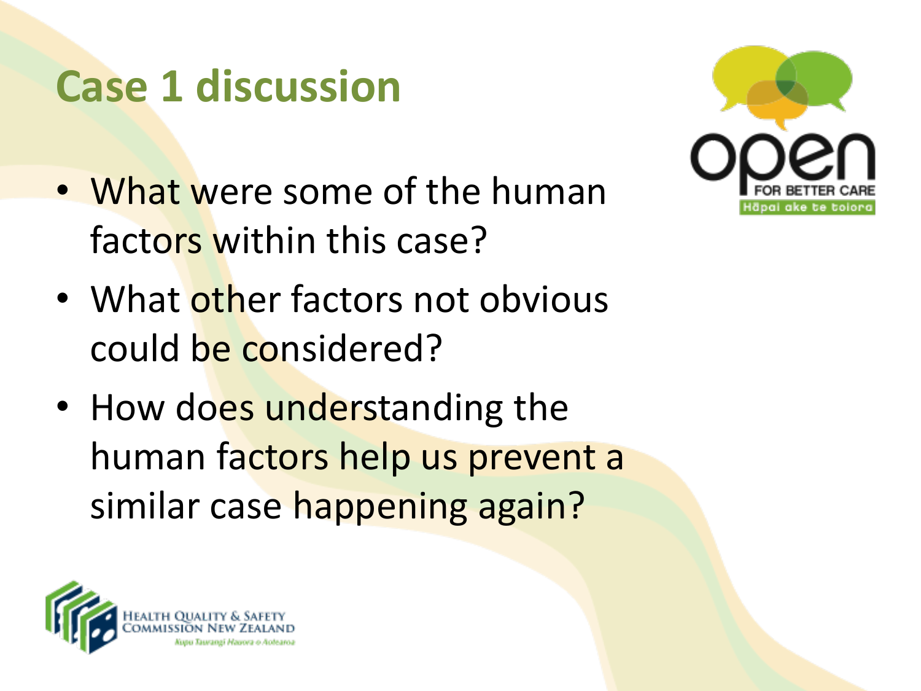# Case 1 discussion

- What were some of the human factors within this case?
- What other factors not obvious could be considered?
- How does understanding the human factors help us prevent a similar case happening again?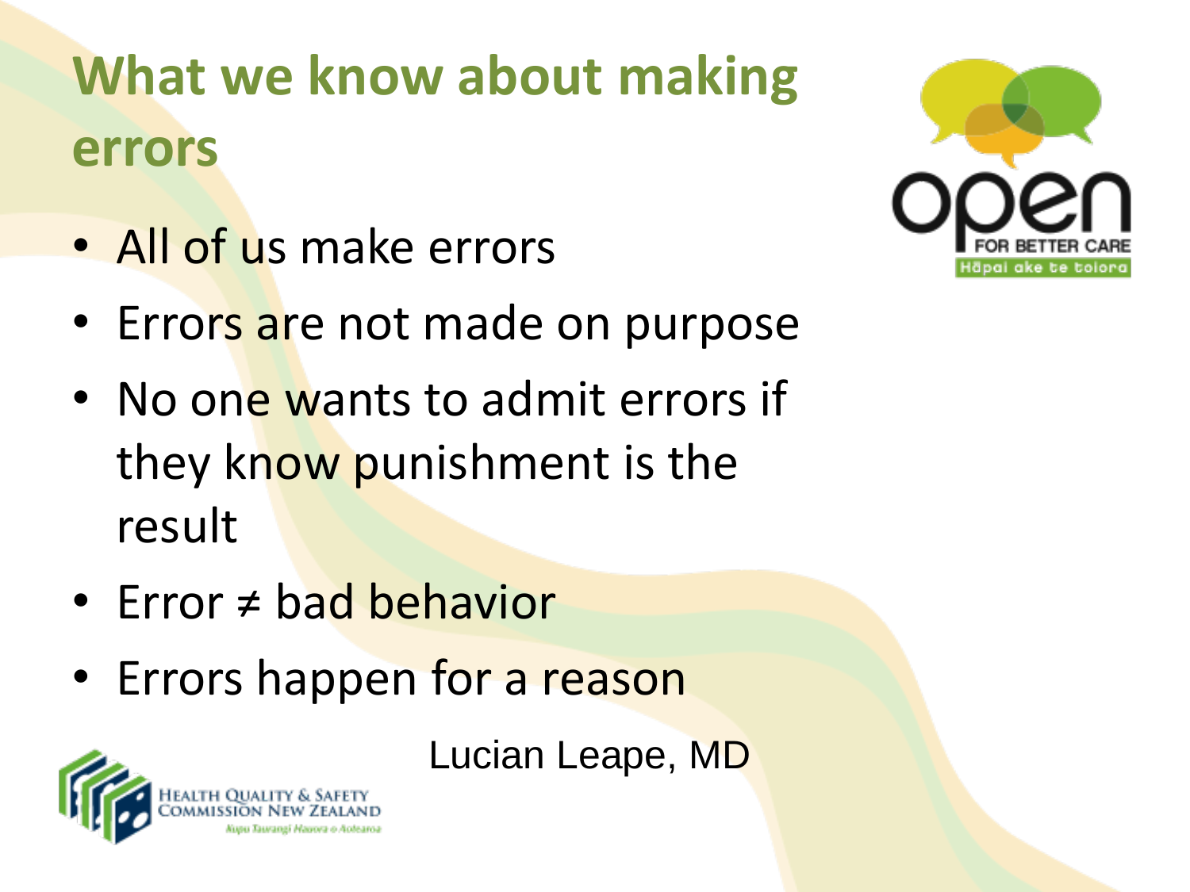# What we know about making errors

- All of us make errors
- Errors are not made on purpose
- No one wants to admit errors if they know punishment is the result
- Error ≠ bad behavior
- Errors happen for a reason

Lucian Leape, MD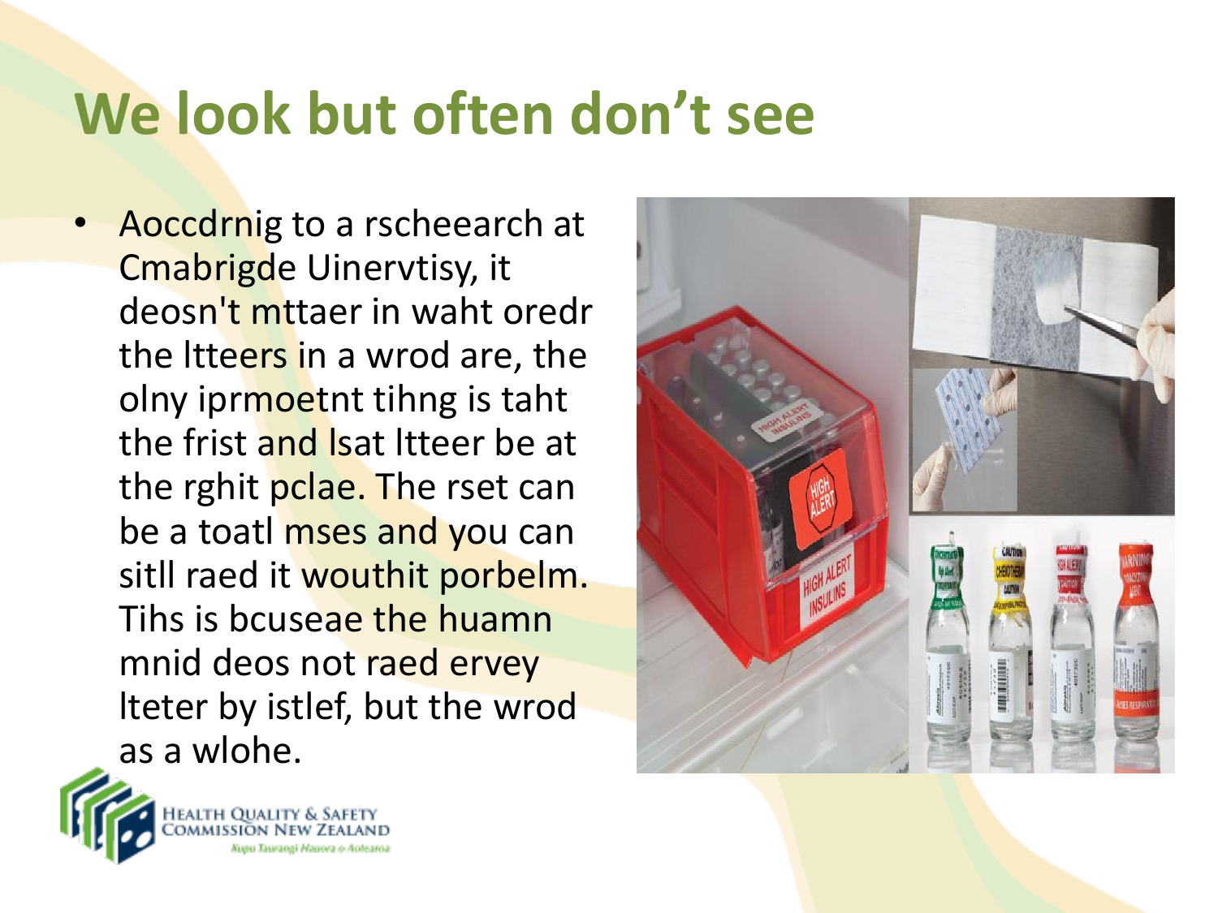# We look but often don't see

- Aoccdrnig to a rscheearch at Cmabrigde Uinervtisy, it deosn't mttaer in waht oredr the ltteers in a wrod are, the olny iprmoetnt tihng is taht the frist and lsat ltteer be at the rghit pclae. The rset can be a toatl mses and you can sitll raed it wouthit porbelm. Tihs is bcuseae the huamn mnid deos not raed ervey lteter by istlef, but the wrod as a wlohe.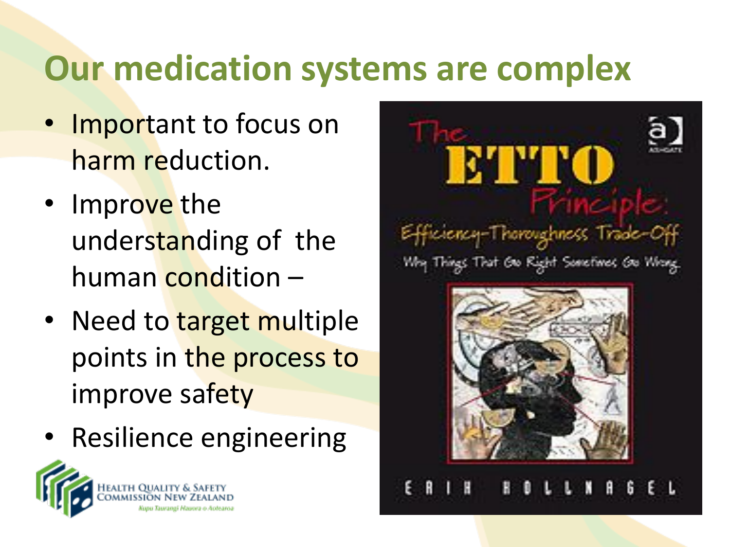# Our medication systems are complex

- Important to focus on harm reduction.
- Improve the understanding of the human condition –
- Need to target multiple points in the process to improve safety
- Resilience engineering

The ETTO Principle: Efficiency-Thoroughness Trade-Off

Why Things That Go Right Sometimes Go Wrong

ERIK HOLLNAGEL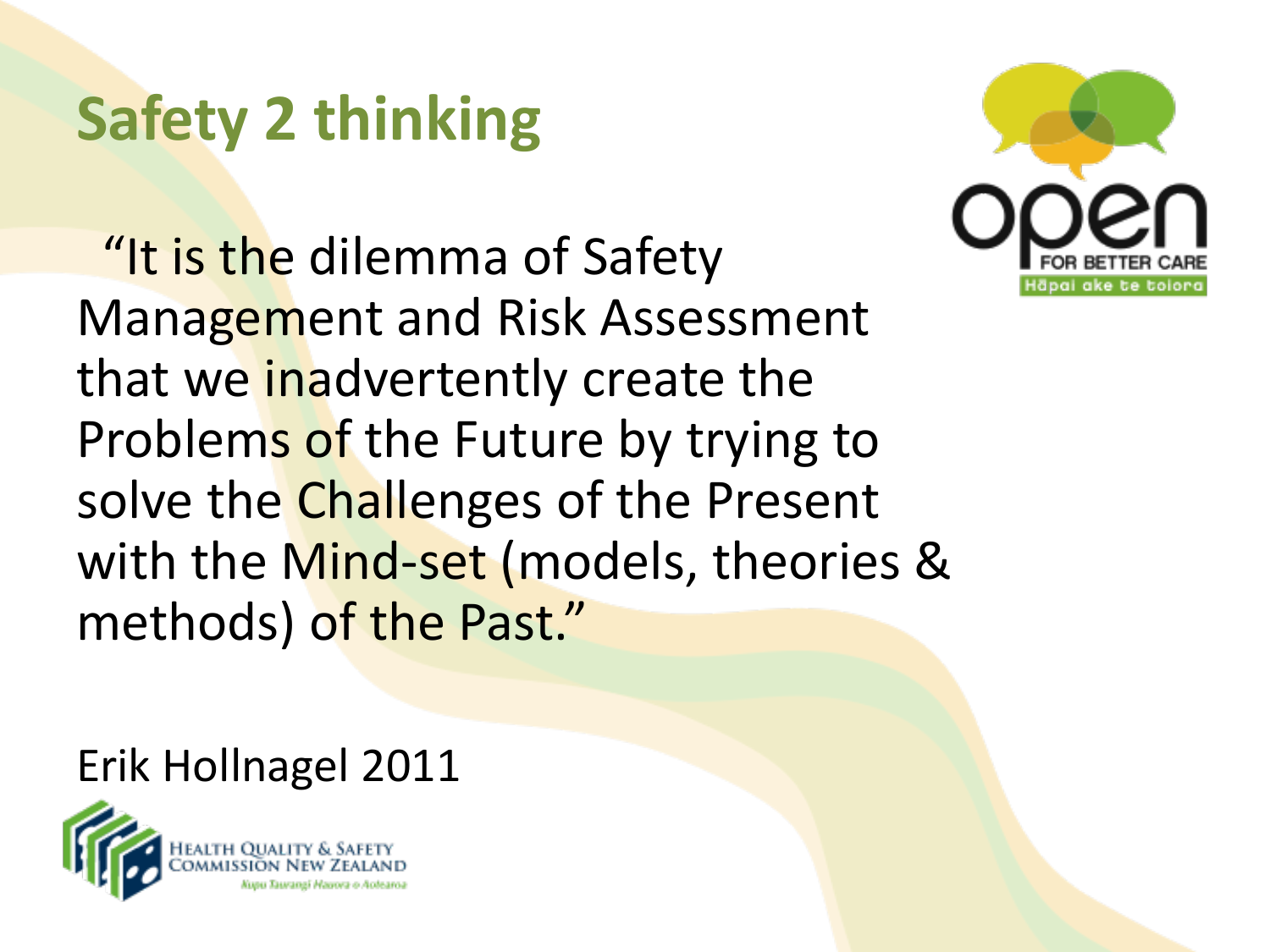# Safety 2 thinking

"It is the dilemma of Safety Management and Risk Assessment that we inadvertently create the Problems of the Future by trying to solve the Challenges of the Present with the Mind-set (models, theories & methods) of the Past."

Erik Hollnagel 2011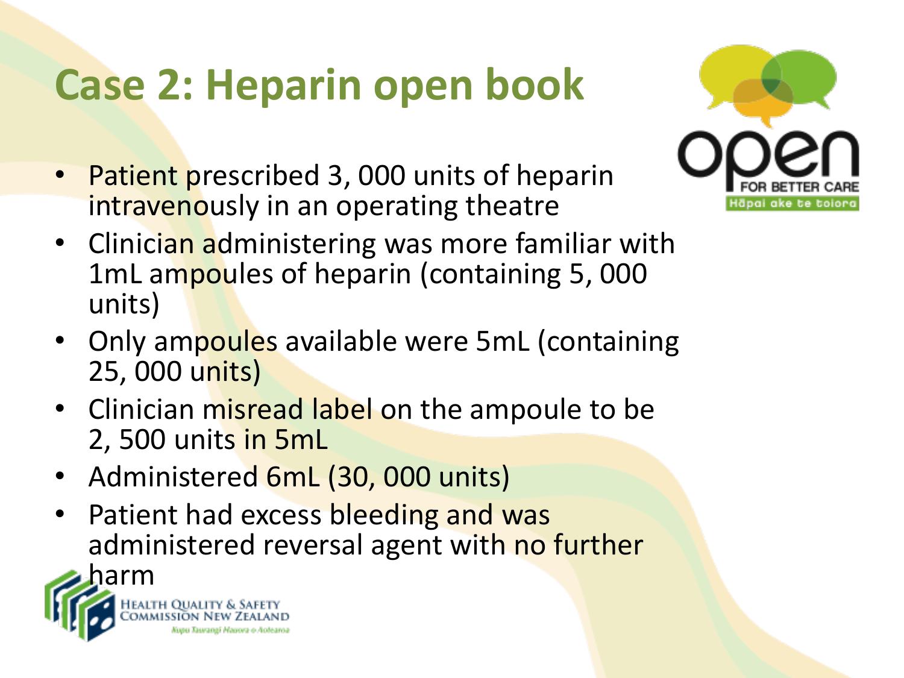# Case 2: Heparin open book

- Patient prescribed 3, 000 units of heparin intravenously in an operating theatre
- Clinician administering was more familiar with 1mL ampoules of heparin (containing 5, 000 units)
- Only ampoules available were 5mL (containing 25, 000 units)
- Clinician misread label on the ampoule to be 2, 500 units in 5mL
- Administered 6mL (30, 000 units)
- Patient had excess bleeding and was administered reversal agent with no further harm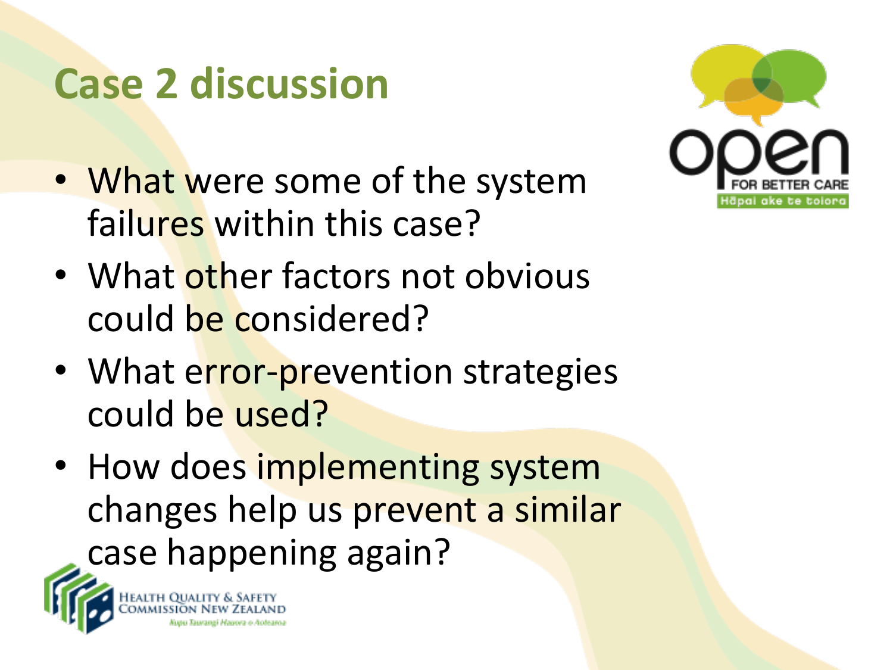# Case 2 discussion

- What were some of the system failures within this case?
- What other factors not obvious could be considered?
- What error-prevention strategies could be used?
- How does implementing system changes help us prevent a similar case happening again?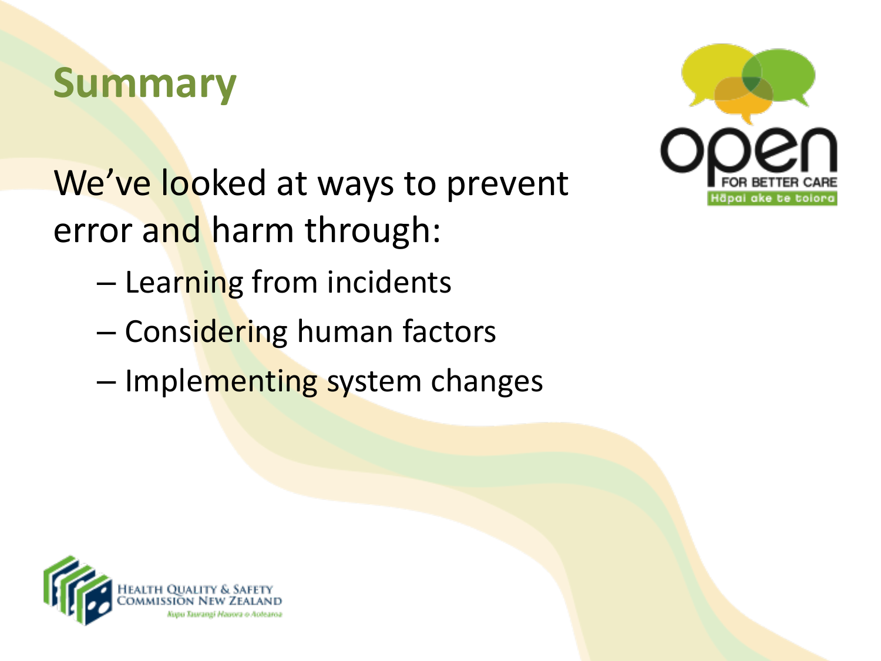# Summary

We've looked at ways to prevent error and harm through:

- Learning from incidents
- Considering human factors
- Implementing system changes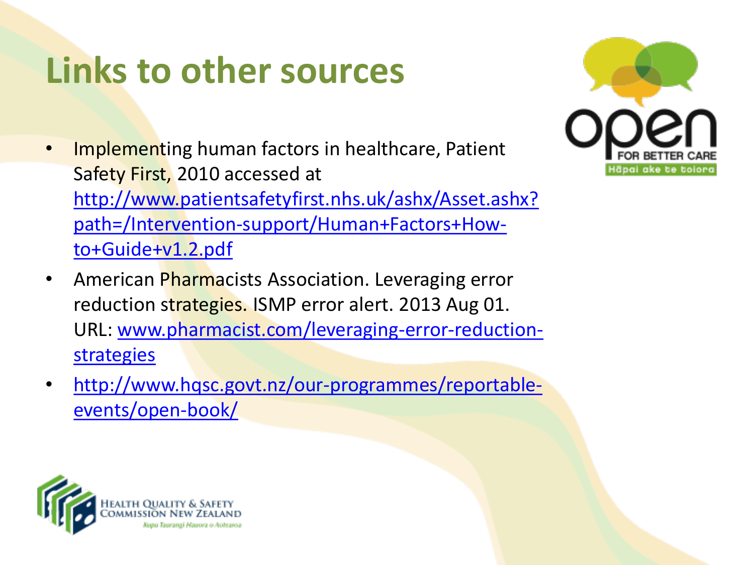# Links to other sources

- Implementing human factors in healthcare, Patient Safety First, 2010 accessed at http://www.patientsafetyfirst.nhs.uk/ashx/Asset.ashx?path=/Intervention-support/Human+Factors+How-to+Guide+v1.2.pdf
- American Pharmacists Association. Leveraging error reduction strategies. ISMP error alert. 2013 Aug 01. URL: www.pharmacist.com/leveraging-error-reduction-strategies
- http://www.hqsc.govt.nz/our-programmes/reportable-events/open-book/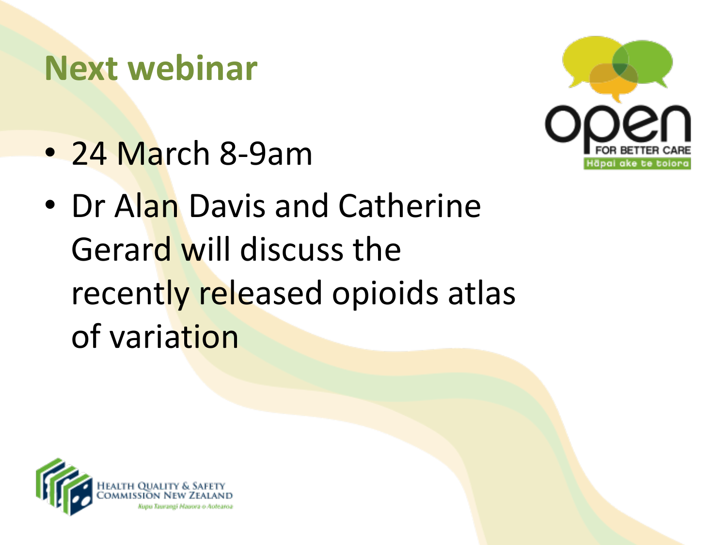# Next webinar

- 24 March 8-9am
- Dr Alan Davis and Catherine Gerard will discuss the recently released opioids atlas of variation